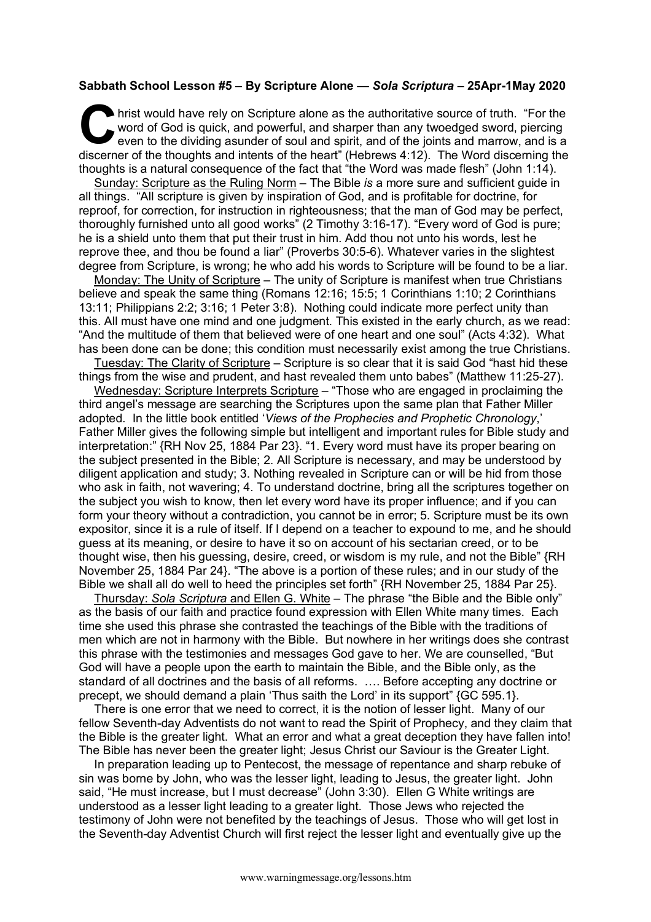**Sabbath School Lesson #5 – By Scripture Alone — *Sola Scriptura* – 25Apr-1May 2020**

Christ would have rely on Scripture alone as the authoritative source of truth. "For the word of God is quick, and powerful, and sharper than any twoedged sword, piercing even to the dividing asunder of soul and spirit, and of the joints and marrow, and is a discerner of the thoughts and intents of the heart" (Hebrews 4:12). The Word discerning the thoughts is a natural consequence of the fact that "the Word was made flesh" (John 1:14).

Sunday: Scripture as the Ruling Norm – The Bible *is* a more sure and sufficient guide in all things. "All scripture is given by inspiration of God, and is profitable for doctrine, for reproof, for correction, for instruction in righteousness; that the man of God may be perfect, thoroughly furnished unto all good works" (2 Timothy 3:16-17). "Every word of God is pure; he is a shield unto them that put their trust in him. Add thou not unto his words, lest he reprove thee, and thou be found a liar" (Proverbs 30:5-6). Whatever varies in the slightest degree from Scripture, is wrong; he who add his words to Scripture will be found to be a liar.

Monday: The Unity of Scripture – The unity of Scripture is manifest when true Christians believe and speak the same thing (Romans 12:16; 15:5; 1 Corinthians 1:10; 2 Corinthians 13:11; Philippians 2:2; 3:16; 1 Peter 3:8). Nothing could indicate more perfect unity than this. All must have one mind and one judgment. This existed in the early church, as we read: "And the multitude of them that believed were of one heart and one soul" (Acts 4:32). What has been done can be done; this condition must necessarily exist among the true Christians.

Tuesday: The Clarity of Scripture – Scripture is so clear that it is said God "hast hid these things from the wise and prudent, and hast revealed them unto babes" (Matthew 11:25-27).

Wednesday: Scripture Interprets Scripture – "Those who are engaged in proclaiming the third angel's message are searching the Scriptures upon the same plan that Father Miller adopted. In the little book entitled '*Views of the Prophecies and Prophetic Chronology*,' Father Miller gives the following simple but intelligent and important rules for Bible study and interpretation:" {RH Nov 25, 1884 Par 23}. "1. Every word must have its proper bearing on the subject presented in the Bible; 2. All Scripture is necessary, and may be understood by diligent application and study; 3. Nothing revealed in Scripture can or will be hid from those who ask in faith, not wavering; 4. To understand doctrine, bring all the scriptures together on the subject you wish to know, then let every word have its proper influence; and if you can form your theory without a contradiction, you cannot be in error; 5. Scripture must be its own expositor, since it is a rule of itself. If I depend on a teacher to expound to me, and he should guess at its meaning, or desire to have it so on account of his sectarian creed, or to be thought wise, then his guessing, desire, creed, or wisdom is my rule, and not the Bible" {RH November 25, 1884 Par 24}. "The above is a portion of these rules; and in our study of the Bible we shall all do well to heed the principles set forth" {RH November 25, 1884 Par 25}.

Thursday: *Sola Scriptura* and Ellen G. White – The phrase "the Bible and the Bible only" as the basis of our faith and practice found expression with Ellen White many times. Each time she used this phrase she contrasted the teachings of the Bible with the traditions of men which are not in harmony with the Bible. But nowhere in her writings does she contrast this phrase with the testimonies and messages God gave to her. We are counselled, "But God will have a people upon the earth to maintain the Bible, and the Bible only, as the standard of all doctrines and the basis of all reforms. …. Before accepting any doctrine or precept, we should demand a plain 'Thus saith the Lord' in its support" {GC 595.1}.

There is one error that we need to correct, it is the notion of lesser light. Many of our fellow Seventh-day Adventists do not want to read the Spirit of Prophecy, and they claim that the Bible is the greater light. What an error and what a great deception they have fallen into! The Bible has never been the greater light; Jesus Christ our Saviour is the Greater Light.

In preparation leading up to Pentecost, the message of repentance and sharp rebuke of sin was borne by John, who was the lesser light, leading to Jesus, the greater light. John said, "He must increase, but I must decrease" (John 3:30). Ellen G White writings are understood as a lesser light leading to a greater light. Those Jews who rejected the testimony of John were not benefited by the teachings of Jesus. Those who will get lost in the Seventh-day Adventist Church will first reject the lesser light and eventually give up the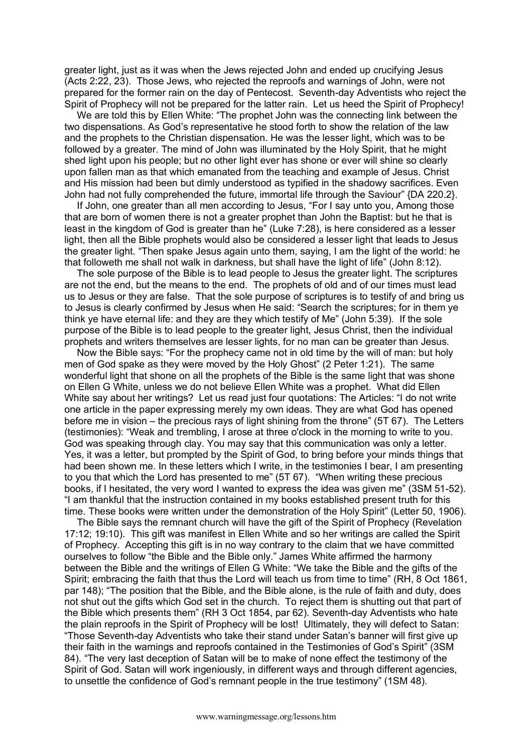greater light, just as it was when the Jews rejected John and ended up crucifying Jesus (Acts 2:22, 23). Those Jews, who rejected the reproofs and warnings of John, were not prepared for the former rain on the day of Pentecost. Seventh-day Adventists who reject the Spirit of Prophecy will not be prepared for the latter rain. Let us heed the Spirit of Prophecy!

We are told this by Ellen White: "The prophet John was the connecting link between the two dispensations. As God's representative he stood forth to show the relation of the law and the prophets to the Christian dispensation. He was the lesser light, which was to be followed by a greater. The mind of John was illuminated by the Holy Spirit, that he might shed light upon his people; but no other light ever has shone or ever will shine so clearly upon fallen man as that which emanated from the teaching and example of Jesus. Christ and His mission had been but dimly understood as typified in the shadowy sacrifices. Even John had not fully comprehended the future, immortal life through the Saviour" {DA 220.2}.

If John, one greater than all men according to Jesus, "For I say unto you, Among those that are born of women there is not a greater prophet than John the Baptist: but he that is least in the kingdom of God is greater than he" (Luke 7:28), is here considered as a lesser light, then all the Bible prophets would also be considered a lesser light that leads to Jesus the greater light. "Then spake Jesus again unto them, saying, I am the light of the world: he that followeth me shall not walk in darkness, but shall have the light of life" (John 8:12).

The sole purpose of the Bible is to lead people to Jesus the greater light. The scriptures are not the end, but the means to the end. The prophets of old and of our times must lead us to Jesus or they are false. That the sole purpose of scriptures is to testify of and bring us to Jesus is clearly confirmed by Jesus when He said: "Search the scriptures; for in them ye think ye have eternal life: and they are they which testify of Me" (John 5:39). If the sole purpose of the Bible is to lead people to the greater light, Jesus Christ, then the individual prophets and writers themselves are lesser lights, for no man can be greater than Jesus.

Now the Bible says: "For the prophecy came not in old time by the will of man: but holy men of God spake as they were moved by the Holy Ghost" (2 Peter 1:21). The same wonderful light that shone on all the prophets of the Bible is the same light that was shone on Ellen G White, unless we do not believe Ellen White was a prophet. What did Ellen White say about her writings? Let us read just four quotations: The Articles: "I do not write one article in the paper expressing merely my own ideas. They are what God has opened before me in vision – the precious rays of light shining from the throne" (5T 67). The Letters (testimonies): "Weak and trembling, I arose at three o'clock in the morning to write to you. God was speaking through clay. You may say that this communication was only a letter. Yes, it was a letter, but prompted by the Spirit of God, to bring before your minds things that had been shown me. In these letters which I write, in the testimonies I bear, I am presenting to you that which the Lord has presented to me" (5T 67). "When writing these precious books, if I hesitated, the very word I wanted to express the idea was given me" (3SM 51-52). "I am thankful that the instruction contained in my books established present truth for this time. These books were written under the demonstration of the Holy Spirit" (Letter 50, 1906).

The Bible says the remnant church will have the gift of the Spirit of Prophecy (Revelation 17:12; 19:10). This gift was manifest in Ellen White and so her writings are called the Spirit of Prophecy. Accepting this gift is in no way contrary to the claim that we have committed ourselves to follow "the Bible and the Bible only." James White affirmed the harmony between the Bible and the writings of Ellen G White: "We take the Bible and the gifts of the Spirit; embracing the faith that thus the Lord will teach us from time to time" (RH, 8 Oct 1861, par 148); "The position that the Bible, and the Bible alone, is the rule of faith and duty, does not shut out the gifts which God set in the church. To reject them is shutting out that part of the Bible which presents them" (RH 3 Oct 1854, par 62). Seventh-day Adventists who hate the plain reproofs in the Spirit of Prophecy will be lost! Ultimately, they will defect to Satan: "Those Seventh-day Adventists who take their stand under Satan's banner will first give up their faith in the warnings and reproofs contained in the Testimonies of God's Spirit" (3SM 84). "The very last deception of Satan will be to make of none effect the testimony of the Spirit of God. Satan will work ingeniously, in different ways and through different agencies, to unsettle the confidence of God's remnant people in the true testimony" (1SM 48).

www.warningmessage.org/lessons.htm